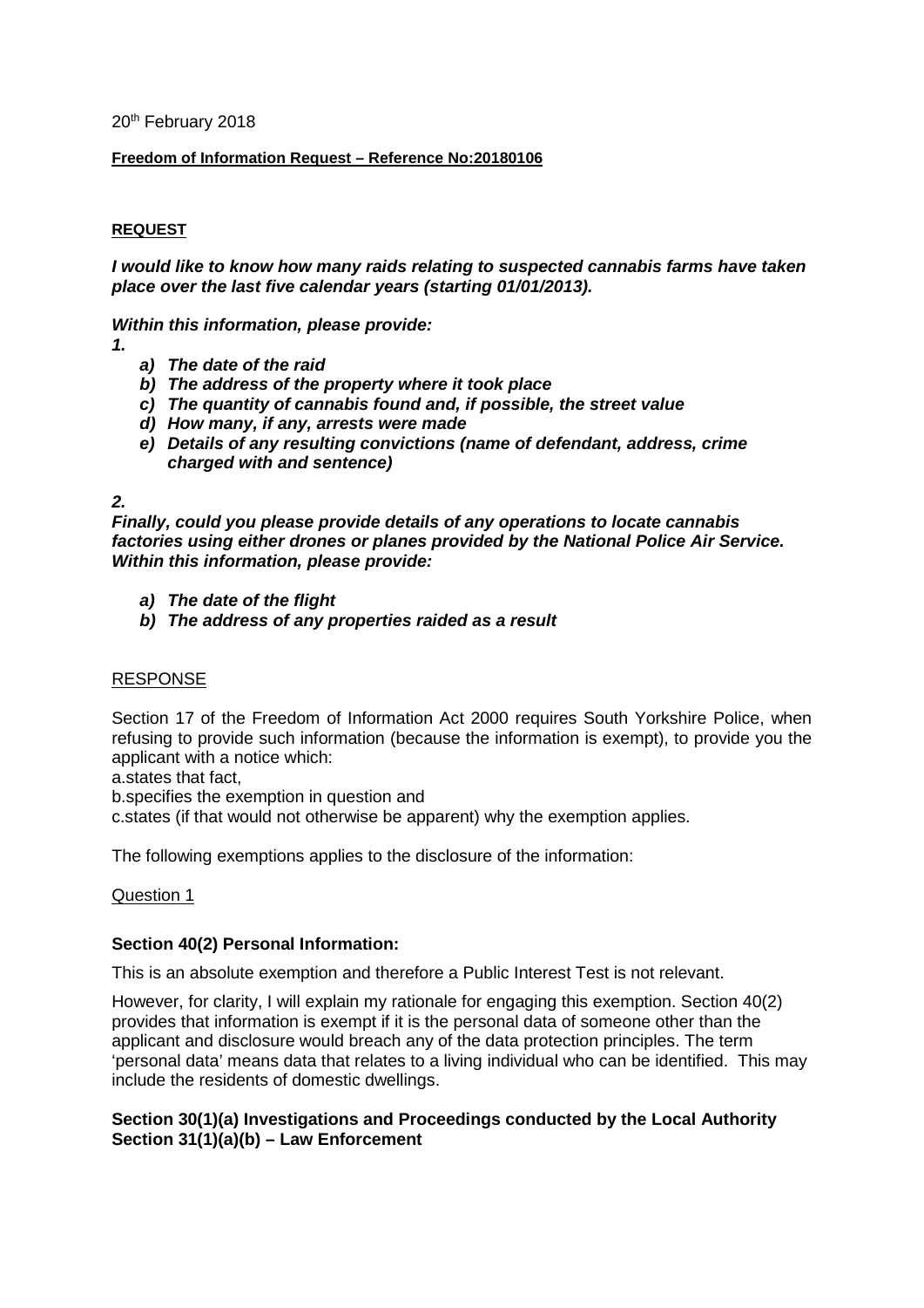20th February 2018

**Freedom of Information Request – Reference No:20180106**

**REQUEST**

***I would like to know how many raids relating to suspected cannabis farms have taken place over the last five calendar years (starting 01/01/2013).***

***Within this information, please provide:***

***1.***

- ***a) The date of the raid***
- ***b) The address of the property where it took place***
- ***c) The quantity of cannabis found and, if possible, the street value***
- ***d) How many, if any, arrests were made***
- ***e) Details of any resulting convictions (name of defendant, address, crime charged with and sentence)***

***2.***

***Finally, could you please provide details of any operations to locate cannabis factories using either drones or planes provided by the National Police Air Service. Within this information, please provide:***

- ***a) The date of the flight***
- ***b) The address of any properties raided as a result***

RESPONSE

Section 17 of the Freedom of Information Act 2000 requires South Yorkshire Police, when refusing to provide such information (because the information is exempt), to provide you the applicant with a notice which:

a.states that fact,
b.specifies the exemption in question and
c.states (if that would not otherwise be apparent) why the exemption applies.

The following exemptions applies to the disclosure of the information:

Question 1

**Section 40(2) Personal Information:**

This is an absolute exemption and therefore a Public Interest Test is not relevant.

However, for clarity, I will explain my rationale for engaging this exemption. Section 40(2) provides that information is exempt if it is the personal data of someone other than the applicant and disclosure would breach any of the data protection principles. The term 'personal data' means data that relates to a living individual who can be identified. This may include the residents of domestic dwellings.

**Section 30(1)(a) Investigations and Proceedings conducted by the Local Authority**
**Section 31(1)(a)(b) – Law Enforcement**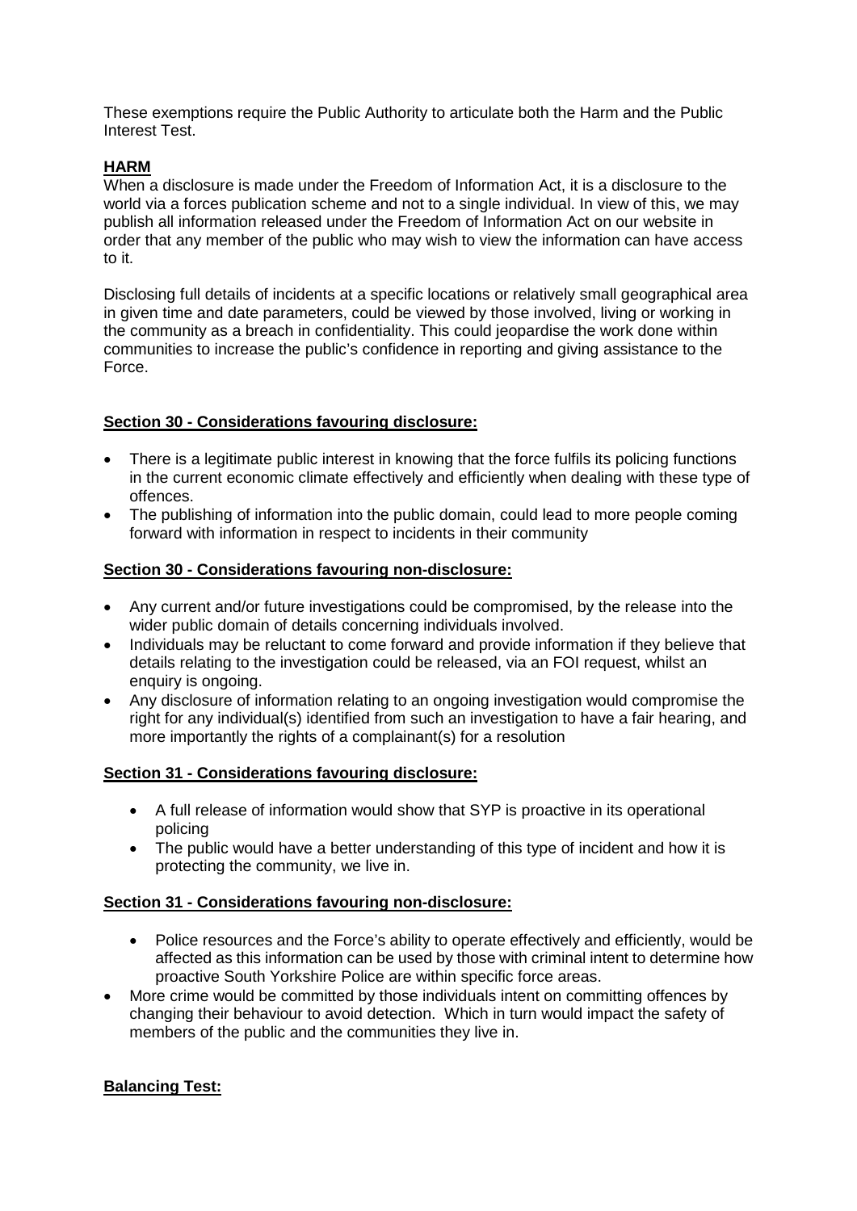These exemptions require the Public Authority to articulate both the Harm and the Public Interest Test.

**HARM**

When a disclosure is made under the Freedom of Information Act, it is a disclosure to the world via a forces publication scheme and not to a single individual. In view of this, we may publish all information released under the Freedom of Information Act on our website in order that any member of the public who may wish to view the information can have access to it.

Disclosing full details of incidents at a specific locations or relatively small geographical area in given time and date parameters, could be viewed by those involved, living or working in the community as a breach in confidentiality. This could jeopardise the work done within communities to increase the public's confidence in reporting and giving assistance to the Force.

**Section 30 - Considerations favouring disclosure:**

- There is a legitimate public interest in knowing that the force fulfils its policing functions in the current economic climate effectively and efficiently when dealing with these type of offences.
- The publishing of information into the public domain, could lead to more people coming forward with information in respect to incidents in their community

**Section 30 - Considerations favouring non-disclosure:**

- Any current and/or future investigations could be compromised, by the release into the wider public domain of details concerning individuals involved.
- Individuals may be reluctant to come forward and provide information if they believe that details relating to the investigation could be released, via an FOI request, whilst an enquiry is ongoing.
- Any disclosure of information relating to an ongoing investigation would compromise the right for any individual(s) identified from such an investigation to have a fair hearing, and more importantly the rights of a complainant(s) for a resolution

**Section 31 - Considerations favouring disclosure:**

- A full release of information would show that SYP is proactive in its operational policing
- The public would have a better understanding of this type of incident and how it is protecting the community, we live in.

**Section 31 - Considerations favouring non-disclosure:**

- Police resources and the Force's ability to operate effectively and efficiently, would be affected as this information can be used by those with criminal intent to determine how proactive South Yorkshire Police are within specific force areas.
- More crime would be committed by those individuals intent on committing offences by changing their behaviour to avoid detection. Which in turn would impact the safety of members of the public and the communities they live in.

**Balancing Test:**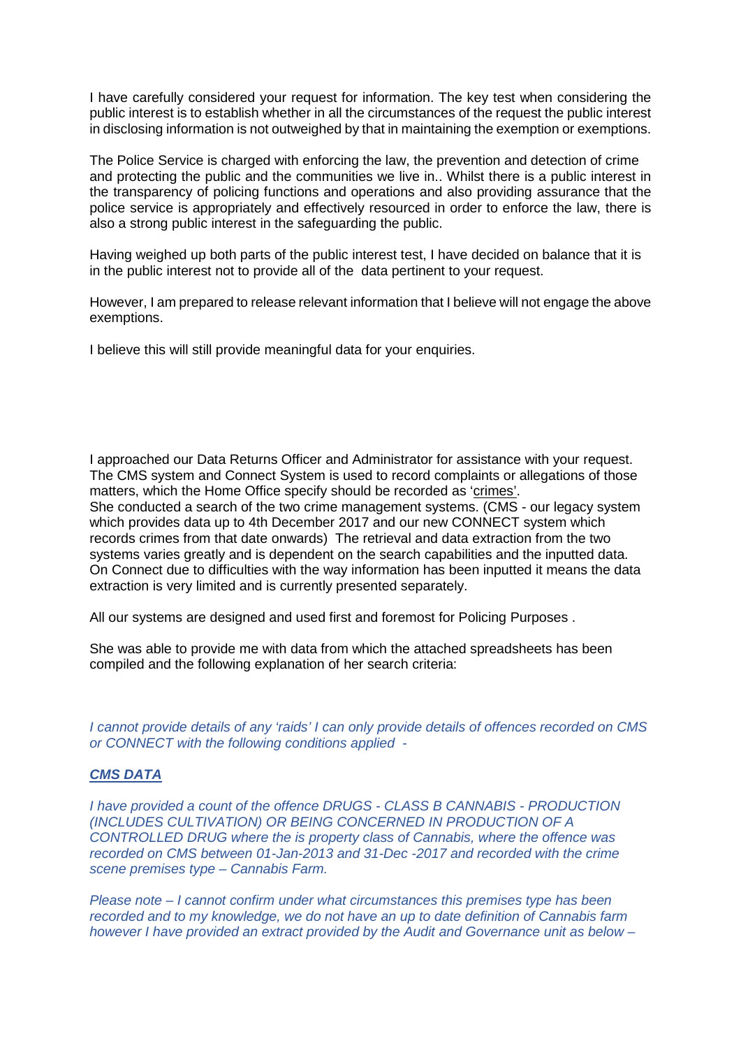I have carefully considered your request for information. The key test when considering the public interest is to establish whether in all the circumstances of the request the public interest in disclosing information is not outweighed by that in maintaining the exemption or exemptions.

The Police Service is charged with enforcing the law, the prevention and detection of crime and protecting the public and the communities we live in.. Whilst there is a public interest in the transparency of policing functions and operations and also providing assurance that the police service is appropriately and effectively resourced in order to enforce the law, there is also a strong public interest in the safeguarding the public.

Having weighed up both parts of the public interest test, I have decided on balance that it is in the public interest not to provide all of the data pertinent to your request.

However, I am prepared to release relevant information that I believe will not engage the above exemptions.

I believe this will still provide meaningful data for your enquiries.

I approached our Data Returns Officer and Administrator for assistance with your request. The CMS system and Connect System is used to record complaints or allegations of those matters, which the Home Office specify should be recorded as 'crimes'.
She conducted a search of the two crime management systems. (CMS - our legacy system which provides data up to 4th December 2017 and our new CONNECT system which records crimes from that date onwards) The retrieval and data extraction from the two systems varies greatly and is dependent on the search capabilities and the inputted data. On Connect due to difficulties with the way information has been inputted it means the data extraction is very limited and is currently presented separately.

All our systems are designed and used first and foremost for Policing Purposes .

She was able to provide me with data from which the attached spreadsheets has been compiled and the following explanation of her search criteria:

*I cannot provide details of any 'raids' I can only provide details of offences recorded on CMS or CONNECT with the following conditions applied -*

***CMS DATA***

*I have provided a count of the offence DRUGS - CLASS B CANNABIS - PRODUCTION (INCLUDES CULTIVATION) OR BEING CONCERNED IN PRODUCTION OF A CONTROLLED DRUG where the is property class of Cannabis, where the offence was recorded on CMS between 01-Jan-2013 and 31-Dec -2017 and recorded with the crime scene premises type – Cannabis Farm.*

*Please note – I cannot confirm under what circumstances this premises type has been recorded and to my knowledge, we do not have an up to date definition of Cannabis farm however I have provided an extract provided by the Audit and Governance unit as below –*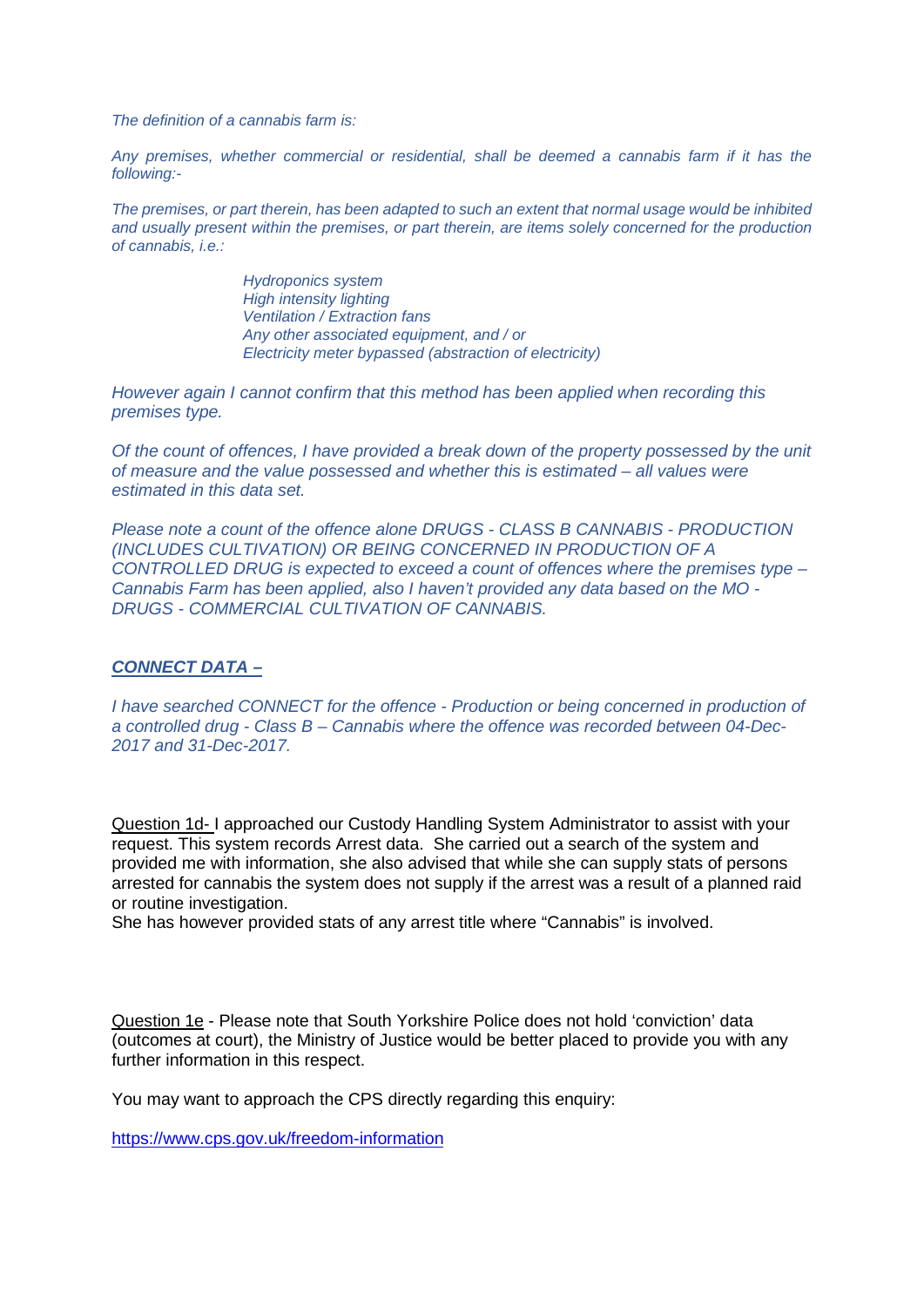*The definition of a cannabis farm is:*

*Any premises, whether commercial or residential, shall be deemed a cannabis farm if it has the following:-*

*The premises, or part therein, has been adapted to such an extent that normal usage would be inhibited and usually present within the premises, or part therein, are items solely concerned for the production of cannabis, i.e.:*

> *Hydroponics system*
> *High intensity lighting*
> *Ventilation / Extraction fans*
> *Any other associated equipment, and / or*
> *Electricity meter bypassed (abstraction of electricity)*

*However again I cannot confirm that this method has been applied when recording this premises type.*

*Of the count of offences, I have provided a break down of the property possessed by the unit of measure and the value possessed and whether this is estimated – all values were estimated in this data set.*

*Please note a count of the offence alone DRUGS - CLASS B CANNABIS - PRODUCTION (INCLUDES CULTIVATION) OR BEING CONCERNED IN PRODUCTION OF A CONTROLLED DRUG is expected to exceed a count of offences where the premises type – Cannabis Farm has been applied, also I haven't provided any data based on the MO - DRUGS - COMMERCIAL CULTIVATION OF CANNABIS.*

***CONNECT DATA –***

*I have searched CONNECT for the offence - Production or being concerned in production of a controlled drug - Class B – Cannabis where the offence was recorded between 04-Dec-2017 and 31-Dec-2017.*

Question 1d- I approached our Custody Handling System Administrator to assist with your request. This system records Arrest data. She carried out a search of the system and provided me with information, she also advised that while she can supply stats of persons arrested for cannabis the system does not supply if the arrest was a result of a planned raid or routine investigation.
She has however provided stats of any arrest title where "Cannabis" is involved.

Question 1e - Please note that South Yorkshire Police does not hold 'conviction' data (outcomes at court), the Ministry of Justice would be better placed to provide you with any further information in this respect.

You may want to approach the CPS directly regarding this enquiry:

https://www.cps.gov.uk/freedom-information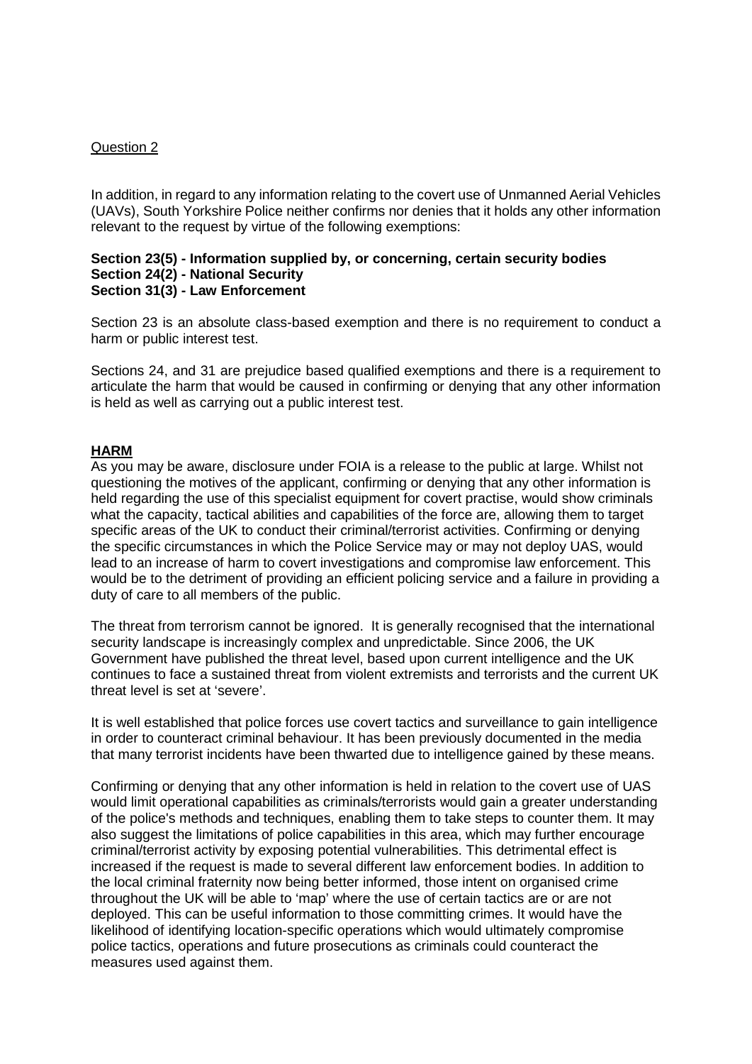Question 2

In addition, in regard to any information relating to the covert use of Unmanned Aerial Vehicles (UAVs), South Yorkshire Police neither confirms nor denies that it holds any other information relevant to the request by virtue of the following exemptions:

**Section 23(5) - Information supplied by, or concerning, certain security bodies**
**Section 24(2) - National Security**
**Section 31(3) - Law Enforcement**

Section 23 is an absolute class-based exemption and there is no requirement to conduct a harm or public interest test.

Sections 24, and 31 are prejudice based qualified exemptions and there is a requirement to articulate the harm that would be caused in confirming or denying that any other information is held as well as carrying out a public interest test.

**HARM**

As you may be aware, disclosure under FOIA is a release to the public at large. Whilst not questioning the motives of the applicant, confirming or denying that any other information is held regarding the use of this specialist equipment for covert practise, would show criminals what the capacity, tactical abilities and capabilities of the force are, allowing them to target specific areas of the UK to conduct their criminal/terrorist activities. Confirming or denying the specific circumstances in which the Police Service may or may not deploy UAS, would lead to an increase of harm to covert investigations and compromise law enforcement. This would be to the detriment of providing an efficient policing service and a failure in providing a duty of care to all members of the public.

The threat from terrorism cannot be ignored. It is generally recognised that the international security landscape is increasingly complex and unpredictable. Since 2006, the UK Government have published the threat level, based upon current intelligence and the UK continues to face a sustained threat from violent extremists and terrorists and the current UK threat level is set at 'severe'.

It is well established that police forces use covert tactics and surveillance to gain intelligence in order to counteract criminal behaviour. It has been previously documented in the media that many terrorist incidents have been thwarted due to intelligence gained by these means.

Confirming or denying that any other information is held in relation to the covert use of UAS would limit operational capabilities as criminals/terrorists would gain a greater understanding of the police's methods and techniques, enabling them to take steps to counter them. It may also suggest the limitations of police capabilities in this area, which may further encourage criminal/terrorist activity by exposing potential vulnerabilities. This detrimental effect is increased if the request is made to several different law enforcement bodies. In addition to the local criminal fraternity now being better informed, those intent on organised crime throughout the UK will be able to 'map' where the use of certain tactics are or are not deployed. This can be useful information to those committing crimes. It would have the likelihood of identifying location-specific operations which would ultimately compromise police tactics, operations and future prosecutions as criminals could counteract the measures used against them.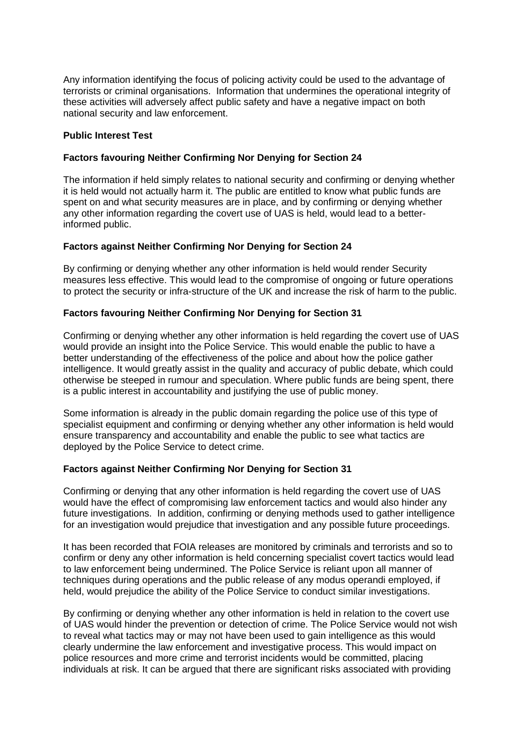Any information identifying the focus of policing activity could be used to the advantage of terrorists or criminal organisations. Information that undermines the operational integrity of these activities will adversely affect public safety and have a negative impact on both national security and law enforcement.

**Public Interest Test**

**Factors favouring Neither Confirming Nor Denying for Section 24**

The information if held simply relates to national security and confirming or denying whether it is held would not actually harm it. The public are entitled to know what public funds are spent on and what security measures are in place, and by confirming or denying whether any other information regarding the covert use of UAS is held, would lead to a better-informed public.

**Factors against Neither Confirming Nor Denying for Section 24**

By confirming or denying whether any other information is held would render Security measures less effective. This would lead to the compromise of ongoing or future operations to protect the security or infra-structure of the UK and increase the risk of harm to the public.

**Factors favouring Neither Confirming Nor Denying for Section 31**

Confirming or denying whether any other information is held regarding the covert use of UAS would provide an insight into the Police Service. This would enable the public to have a better understanding of the effectiveness of the police and about how the police gather intelligence. It would greatly assist in the quality and accuracy of public debate, which could otherwise be steeped in rumour and speculation. Where public funds are being spent, there is a public interest in accountability and justifying the use of public money.

Some information is already in the public domain regarding the police use of this type of specialist equipment and confirming or denying whether any other information is held would ensure transparency and accountability and enable the public to see what tactics are deployed by the Police Service to detect crime.

**Factors against Neither Confirming Nor Denying for Section 31**

Confirming or denying that any other information is held regarding the covert use of UAS would have the effect of compromising law enforcement tactics and would also hinder any future investigations. In addition, confirming or denying methods used to gather intelligence for an investigation would prejudice that investigation and any possible future proceedings.

It has been recorded that FOIA releases are monitored by criminals and terrorists and so to confirm or deny any other information is held concerning specialist covert tactics would lead to law enforcement being undermined. The Police Service is reliant upon all manner of techniques during operations and the public release of any modus operandi employed, if held, would prejudice the ability of the Police Service to conduct similar investigations.

By confirming or denying whether any other information is held in relation to the covert use of UAS would hinder the prevention or detection of crime. The Police Service would not wish to reveal what tactics may or may not have been used to gain intelligence as this would clearly undermine the law enforcement and investigative process. This would impact on police resources and more crime and terrorist incidents would be committed, placing individuals at risk. It can be argued that there are significant risks associated with providing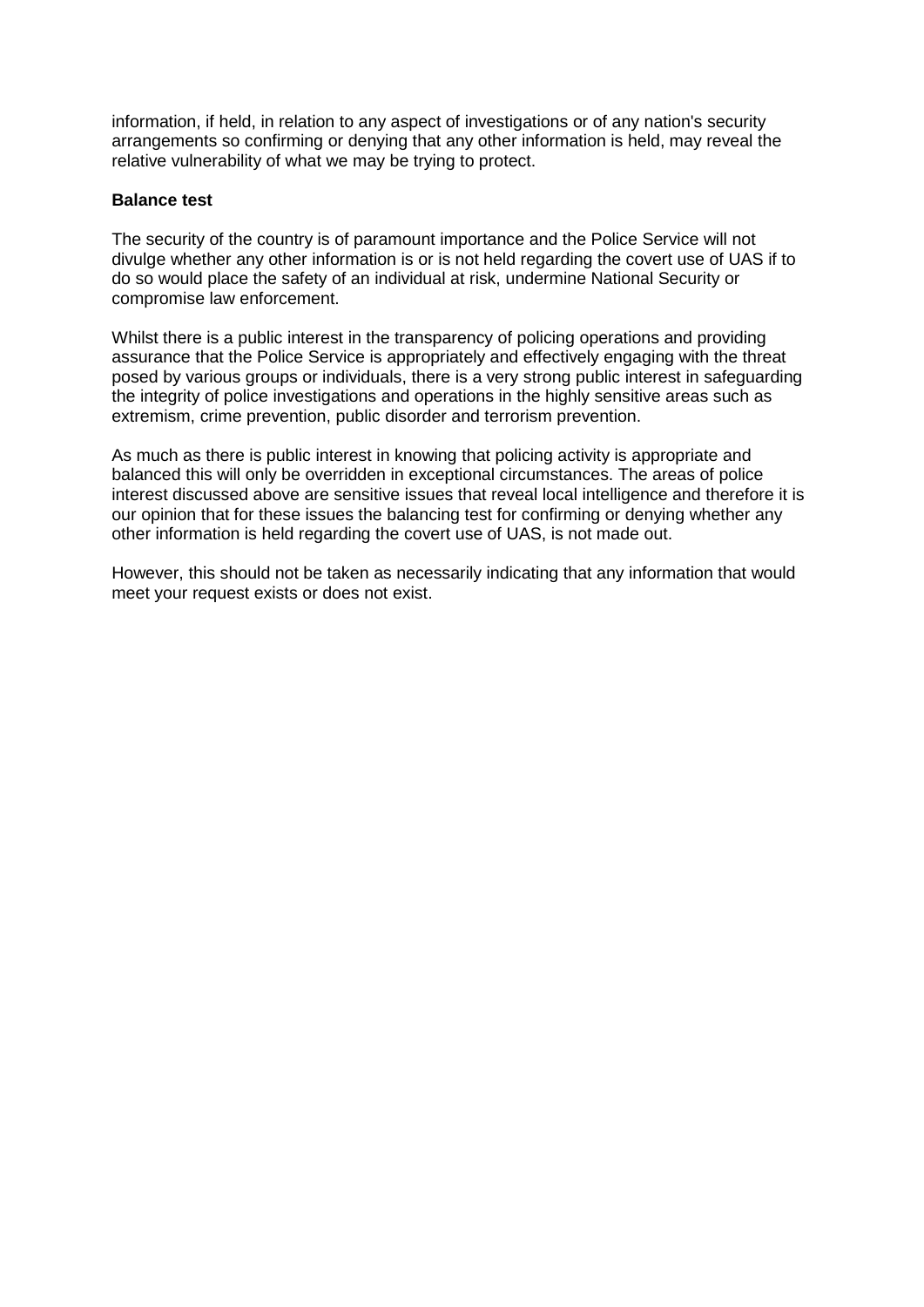information, if held, in relation to any aspect of investigations or of any nation's security arrangements so confirming or denying that any other information is held, may reveal the relative vulnerability of what we may be trying to protect.

**Balance test**

The security of the country is of paramount importance and the Police Service will not divulge whether any other information is or is not held regarding the covert use of UAS if to do so would place the safety of an individual at risk, undermine National Security or compromise law enforcement.

Whilst there is a public interest in the transparency of policing operations and providing assurance that the Police Service is appropriately and effectively engaging with the threat posed by various groups or individuals, there is a very strong public interest in safeguarding the integrity of police investigations and operations in the highly sensitive areas such as extremism, crime prevention, public disorder and terrorism prevention.

As much as there is public interest in knowing that policing activity is appropriate and balanced this will only be overridden in exceptional circumstances. The areas of police interest discussed above are sensitive issues that reveal local intelligence and therefore it is our opinion that for these issues the balancing test for confirming or denying whether any other information is held regarding the covert use of UAS, is not made out.

However, this should not be taken as necessarily indicating that any information that would meet your request exists or does not exist.